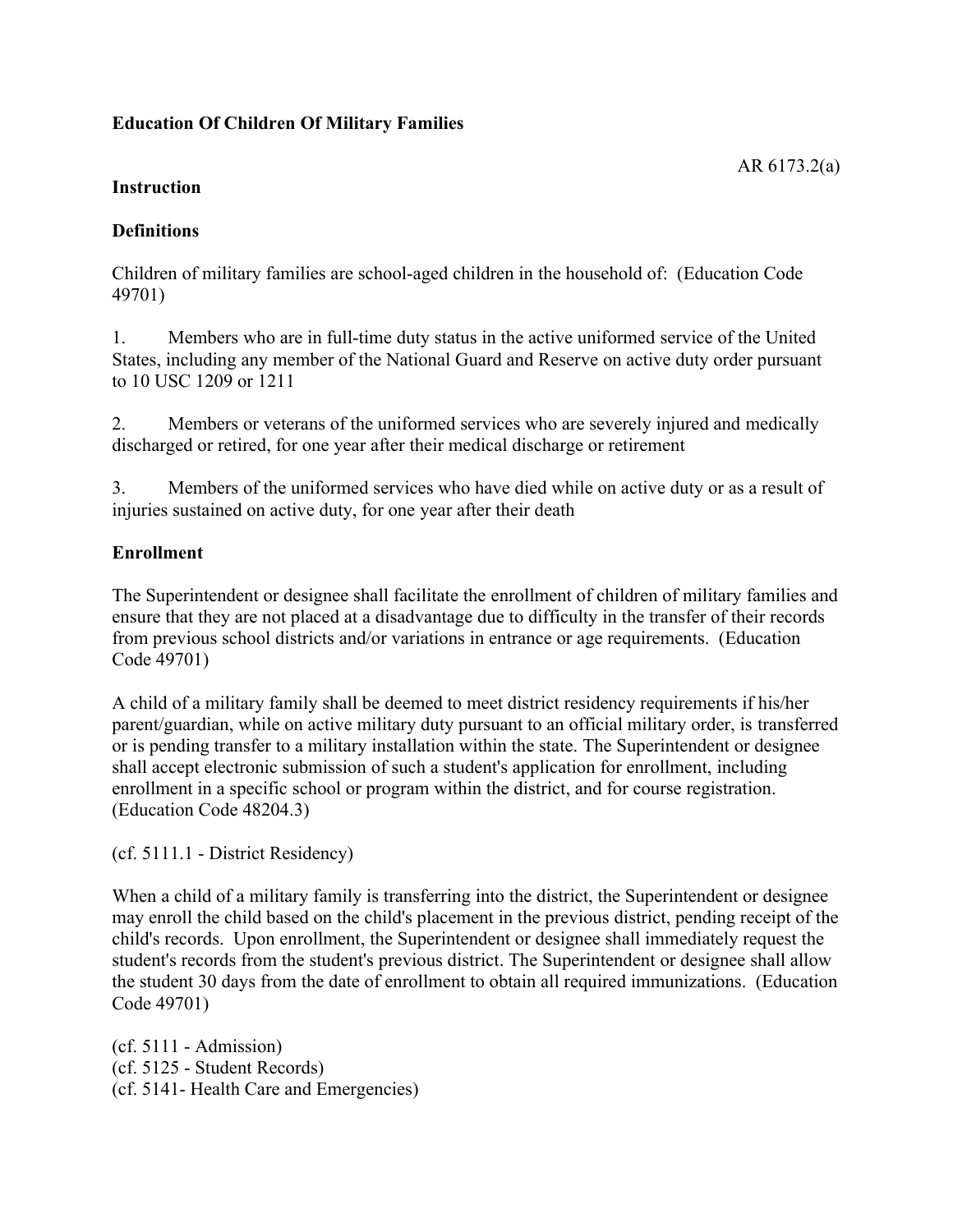**Education Of Children Of Military Families**

AR 6173.2(a)

**Instruction**

**Definitions**

Children of military families are school-aged children in the household of: (Education Code 49701)

1. Members who are in full-time duty status in the active uniformed service of the United States, including any member of the National Guard and Reserve on active duty order pursuant to 10 USC 1209 or 1211

2. Members or veterans of the uniformed services who are severely injured and medically discharged or retired, for one year after their medical discharge or retirement

3. Members of the uniformed services who have died while on active duty or as a result of injuries sustained on active duty, for one year after their death

**Enrollment**

The Superintendent or designee shall facilitate the enrollment of children of military families and ensure that they are not placed at a disadvantage due to difficulty in the transfer of their records from previous school districts and/or variations in entrance or age requirements. (Education Code 49701)

A child of a military family shall be deemed to meet district residency requirements if his/her parent/guardian, while on active military duty pursuant to an official military order, is transferred or is pending transfer to a military installation within the state. The Superintendent or designee shall accept electronic submission of such a student's application for enrollment, including enrollment in a specific school or program within the district, and for course registration. (Education Code 48204.3)

(cf. 5111.1 - District Residency)

When a child of a military family is transferring into the district, the Superintendent or designee may enroll the child based on the child's placement in the previous district, pending receipt of the child's records. Upon enrollment, the Superintendent or designee shall immediately request the student's records from the student's previous district. The Superintendent or designee shall allow the student 30 days from the date of enrollment to obtain all required immunizations. (Education Code 49701)

(cf. 5111 - Admission)
(cf. 5125 - Student Records)
(cf. 5141- Health Care and Emergencies)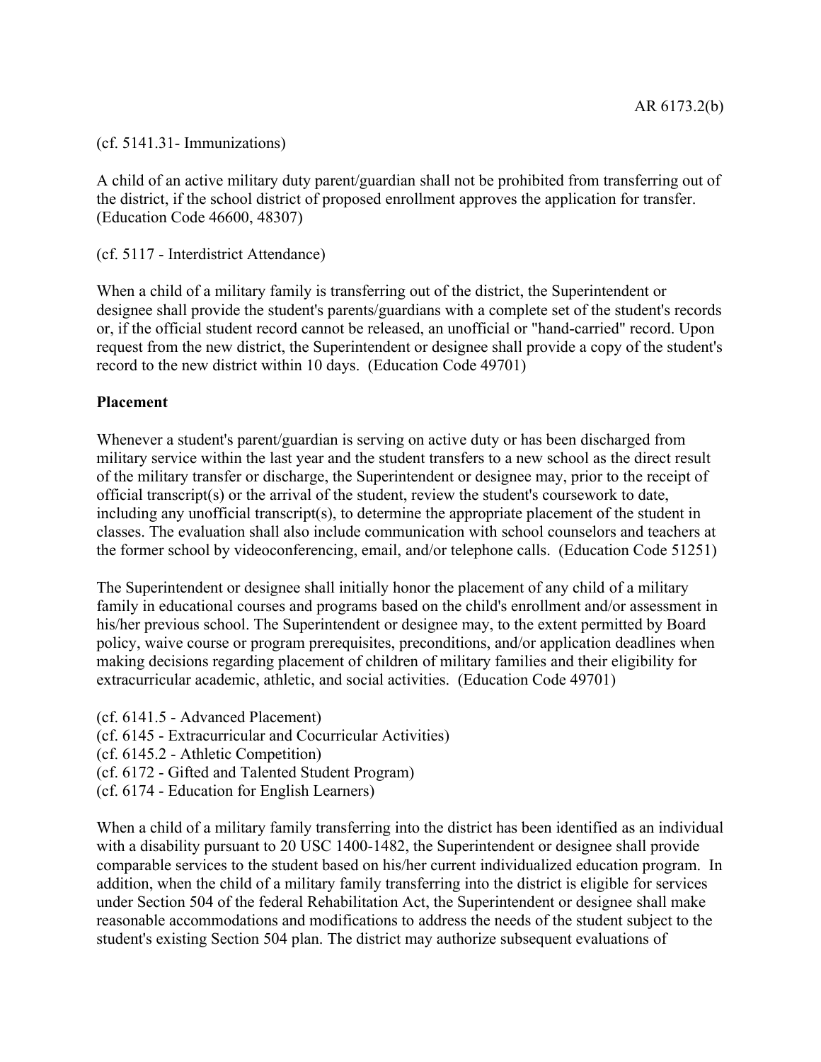(cf. 5141.31- Immunizations)

A child of an active military duty parent/guardian shall not be prohibited from transferring out of the district, if the school district of proposed enrollment approves the application for transfer. (Education Code 46600, 48307)

(cf. 5117 - Interdistrict Attendance)

When a child of a military family is transferring out of the district, the Superintendent or designee shall provide the student's parents/guardians with a complete set of the student's records or, if the official student record cannot be released, an unofficial or "hand-carried" record. Upon request from the new district, the Superintendent or designee shall provide a copy of the student's record to the new district within 10 days. (Education Code 49701)

**Placement**

Whenever a student's parent/guardian is serving on active duty or has been discharged from military service within the last year and the student transfers to a new school as the direct result of the military transfer or discharge, the Superintendent or designee may, prior to the receipt of official transcript(s) or the arrival of the student, review the student's coursework to date, including any unofficial transcript(s), to determine the appropriate placement of the student in classes. The evaluation shall also include communication with school counselors and teachers at the former school by videoconferencing, email, and/or telephone calls. (Education Code 51251)

The Superintendent or designee shall initially honor the placement of any child of a military family in educational courses and programs based on the child's enrollment and/or assessment in his/her previous school. The Superintendent or designee may, to the extent permitted by Board policy, waive course or program prerequisites, preconditions, and/or application deadlines when making decisions regarding placement of children of military families and their eligibility for extracurricular academic, athletic, and social activities. (Education Code 49701)

(cf. 6141.5 - Advanced Placement)
(cf. 6145 - Extracurricular and Cocurricular Activities)
(cf. 6145.2 - Athletic Competition)
(cf. 6172 - Gifted and Talented Student Program)
(cf. 6174 - Education for English Learners)

When a child of a military family transferring into the district has been identified as an individual with a disability pursuant to 20 USC 1400-1482, the Superintendent or designee shall provide comparable services to the student based on his/her current individualized education program. In addition, when the child of a military family transferring into the district is eligible for services under Section 504 of the federal Rehabilitation Act, the Superintendent or designee shall make reasonable accommodations and modifications to address the needs of the student subject to the student's existing Section 504 plan. The district may authorize subsequent evaluations of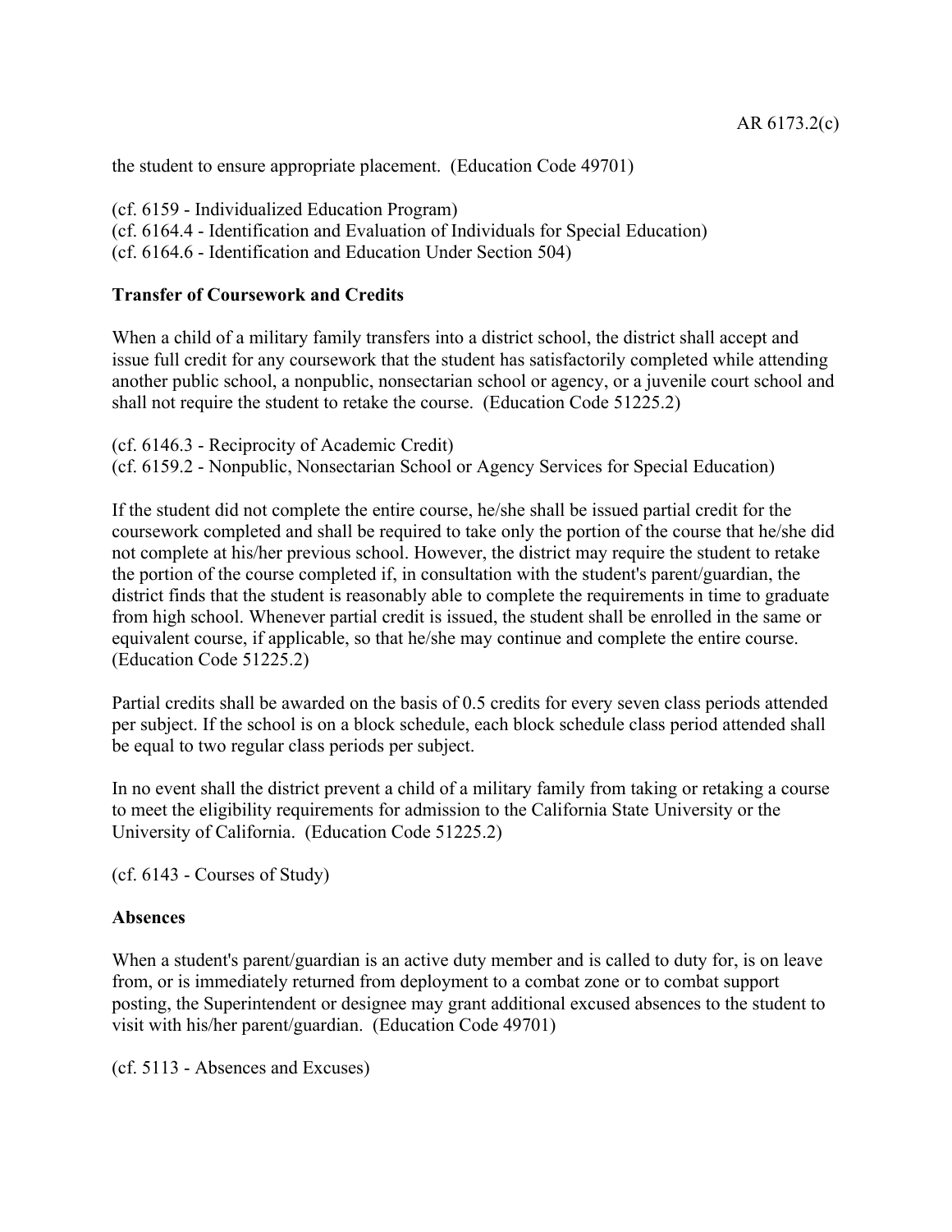the student to ensure appropriate placement. (Education Code 49701)

(cf. 6159 - Individualized Education Program)
(cf. 6164.4 - Identification and Evaluation of Individuals for Special Education)
(cf. 6164.6 - Identification and Education Under Section 504)

**Transfer of Coursework and Credits**

When a child of a military family transfers into a district school, the district shall accept and issue full credit for any coursework that the student has satisfactorily completed while attending another public school, a nonpublic, nonsectarian school or agency, or a juvenile court school and shall not require the student to retake the course. (Education Code 51225.2)

(cf. 6146.3 - Reciprocity of Academic Credit)
(cf. 6159.2 - Nonpublic, Nonsectarian School or Agency Services for Special Education)

If the student did not complete the entire course, he/she shall be issued partial credit for the coursework completed and shall be required to take only the portion of the course that he/she did not complete at his/her previous school. However, the district may require the student to retake the portion of the course completed if, in consultation with the student's parent/guardian, the district finds that the student is reasonably able to complete the requirements in time to graduate from high school. Whenever partial credit is issued, the student shall be enrolled in the same or equivalent course, if applicable, so that he/she may continue and complete the entire course. (Education Code 51225.2)

Partial credits shall be awarded on the basis of 0.5 credits for every seven class periods attended per subject. If the school is on a block schedule, each block schedule class period attended shall be equal to two regular class periods per subject.

In no event shall the district prevent a child of a military family from taking or retaking a course to meet the eligibility requirements for admission to the California State University or the University of California. (Education Code 51225.2)

(cf. 6143 - Courses of Study)

**Absences**

When a student's parent/guardian is an active duty member and is called to duty for, is on leave from, or is immediately returned from deployment to a combat zone or to combat support posting, the Superintendent or designee may grant additional excused absences to the student to visit with his/her parent/guardian. (Education Code 49701)

(cf. 5113 - Absences and Excuses)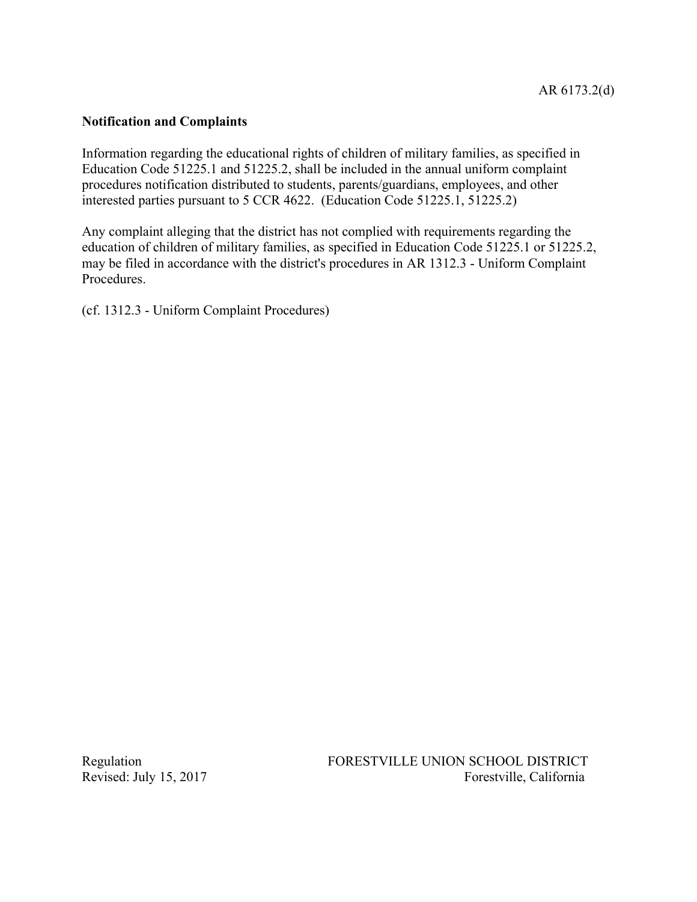**Notification and Complaints**

Information regarding the educational rights of children of military families, as specified in Education Code 51225.1 and 51225.2, shall be included in the annual uniform complaint procedures notification distributed to students, parents/guardians, employees, and other interested parties pursuant to 5 CCR 4622. (Education Code 51225.1, 51225.2)

Any complaint alleging that the district has not complied with requirements regarding the education of children of military families, as specified in Education Code 51225.1 or 51225.2, may be filed in accordance with the district's procedures in AR 1312.3 - Uniform Complaint Procedures.

(cf. 1312.3 - Uniform Complaint Procedures)

Regulation
Revised: July 15, 2017

FORESTVILLE UNION SCHOOL DISTRICT
Forestville, California